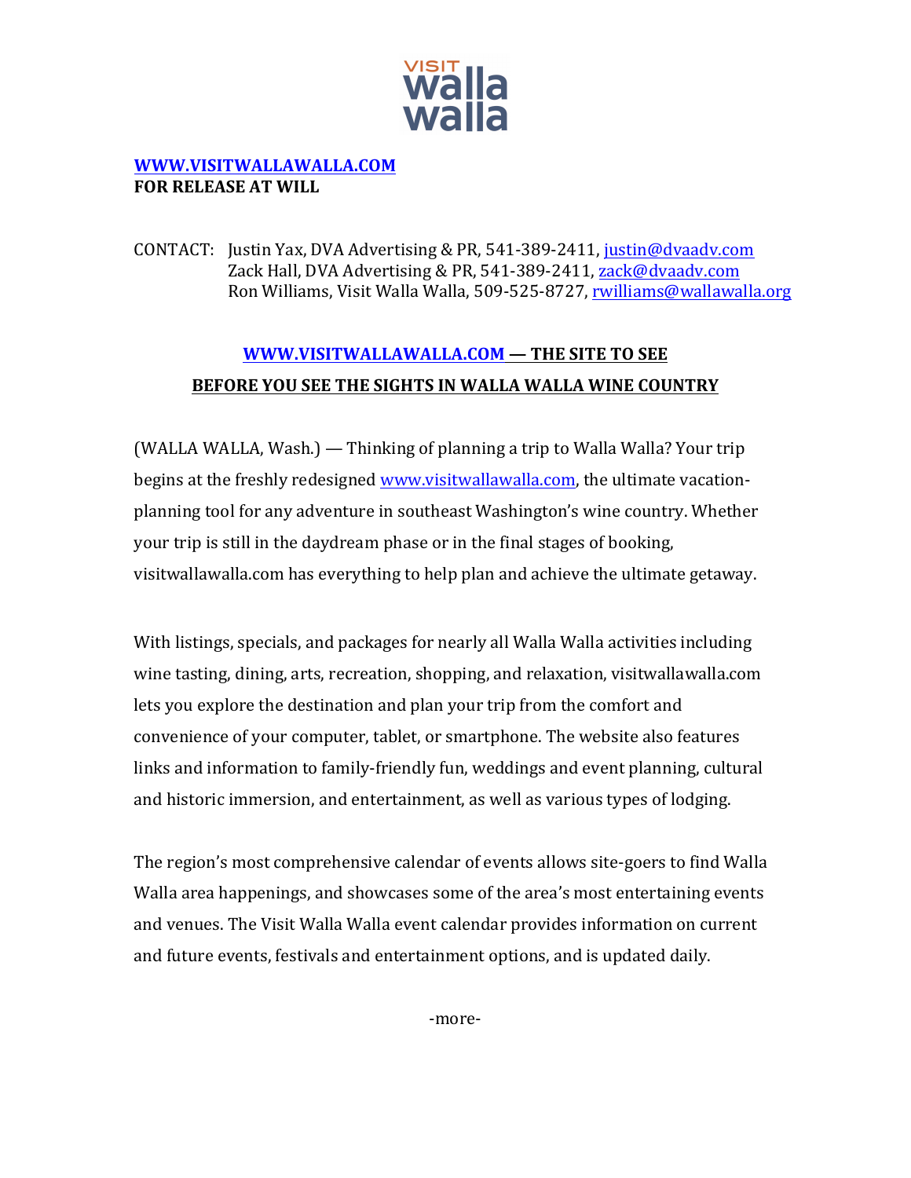VISIT walla walla

**WWW.VISITWALLAWALLA.COM**
**FOR RELEASE AT WILL**

CONTACT: Justin Yax, DVA Advertising & PR, 541-389-2411, justin@dvaadv.com
Zack Hall, DVA Advertising & PR, 541-389-2411, zack@dvaadv.com
Ron Williams, Visit Walla Walla, 509-525-8727, rwilliams@wallawalla.org

## WWW.VISITWALLAWALLA.COM — THE SITE TO SEE BEFORE YOU SEE THE SIGHTS IN WALLA WALLA WINE COUNTRY

(WALLA WALLA, Wash.) — Thinking of planning a trip to Walla Walla? Your trip begins at the freshly redesigned www.visitwallawalla.com, the ultimate vacation-planning tool for any adventure in southeast Washington's wine country. Whether your trip is still in the daydream phase or in the final stages of booking, visitwallawalla.com has everything to help plan and achieve the ultimate getaway.

With listings, specials, and packages for nearly all Walla Walla activities including wine tasting, dining, arts, recreation, shopping, and relaxation, visitwallawalla.com lets you explore the destination and plan your trip from the comfort and convenience of your computer, tablet, or smartphone. The website also features links and information to family-friendly fun, weddings and event planning, cultural and historic immersion, and entertainment, as well as various types of lodging.

The region's most comprehensive calendar of events allows site-goers to find Walla Walla area happenings, and showcases some of the area's most entertaining events and venues. The Visit Walla Walla event calendar provides information on current and future events, festivals and entertainment options, and is updated daily.

-more-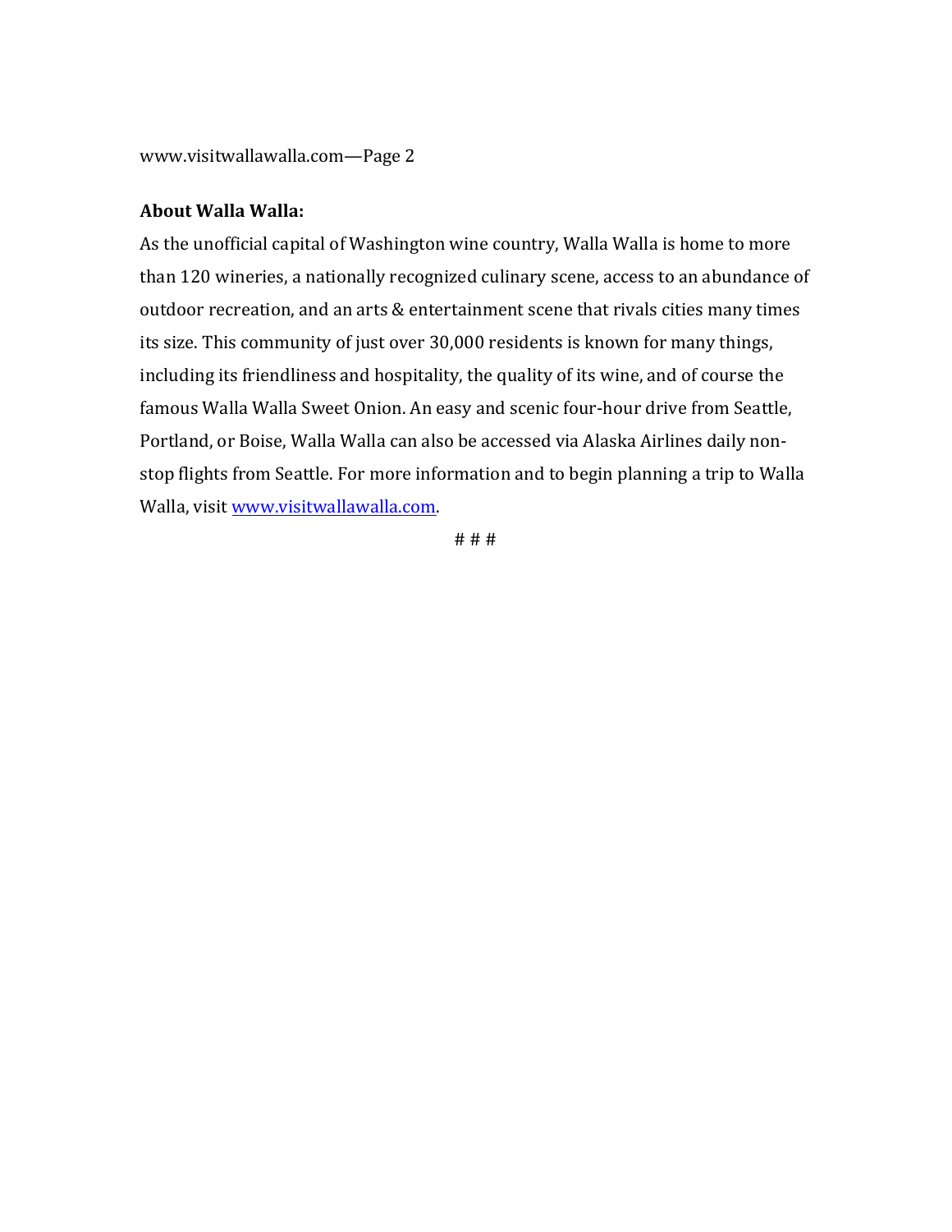**About Walla Walla:**

As the unofficial capital of Washington wine country, Walla Walla is home to more than 120 wineries, a nationally recognized culinary scene, access to an abundance of outdoor recreation, and an arts & entertainment scene that rivals cities many times its size. This community of just over 30,000 residents is known for many things, including its friendliness and hospitality, the quality of its wine, and of course the famous Walla Walla Sweet Onion. An easy and scenic four-hour drive from Seattle, Portland, or Boise, Walla Walla can also be accessed via Alaska Airlines daily non-stop flights from Seattle. For more information and to begin planning a trip to Walla Walla, visit www.visitwallawalla.com.

# # #